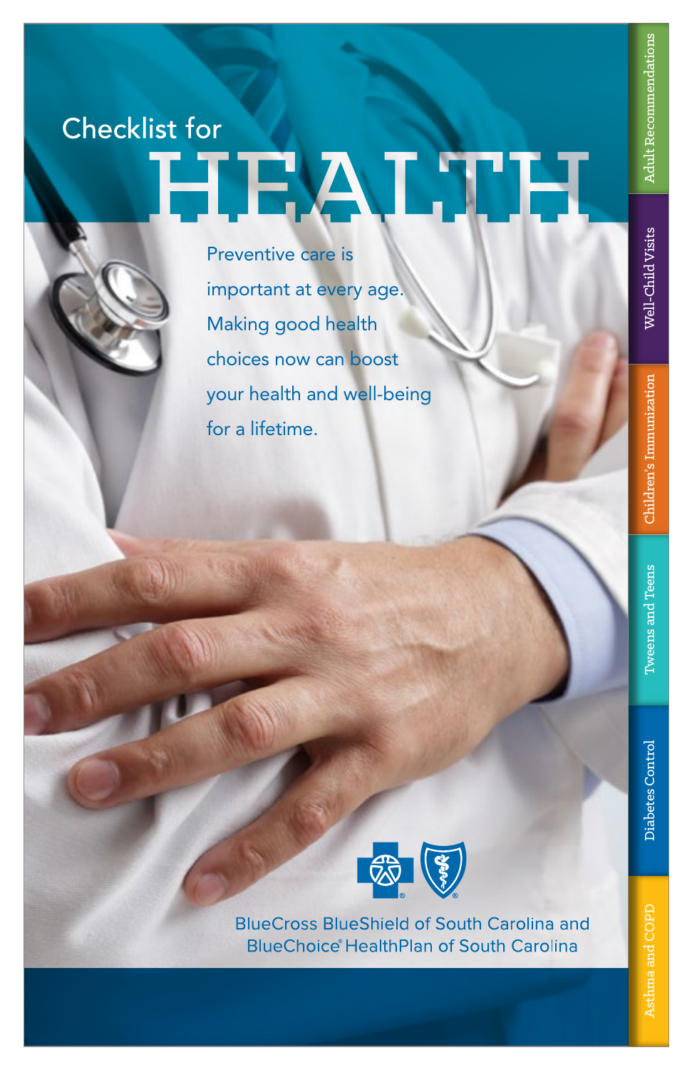# Checklist for HEALTH

Preventive care is important at every age. Making good health choices now can boost your health and well-being for a lifetime.

BlueCross BlueShield of South Carolina and BlueChoice® HealthPlan of South Carolina

- Adult Recommendations
- Well-Child Visits
- Children's Immunization
- Tweens and Teens
- Diabetes Control
- Asthma and COPD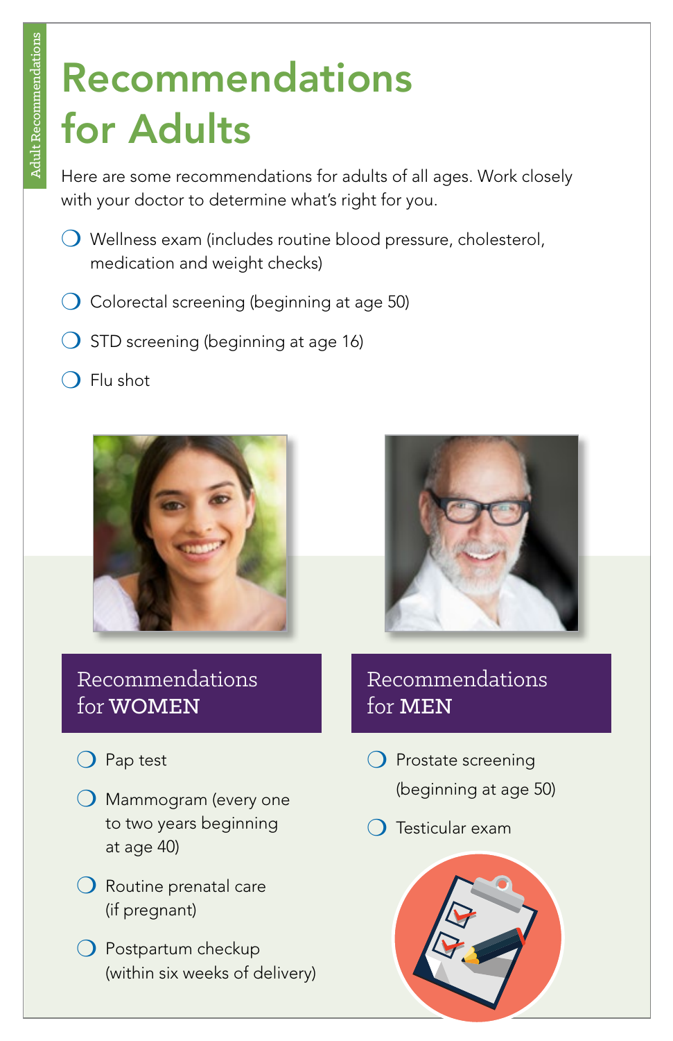# Recommendations for Adults

Here are some recommendations for adults of all ages. Work closely with your doctor to determine what's right for you.

- ❍ Wellness exam (includes routine blood pressure, cholesterol, medication and weight checks)
- ❍ Colorectal screening (beginning at age 50)
- ❍ STD screening (beginning at age 16)
- ❍ Flu shot

## Recommendations for WOMEN

- ❍ Pap test
- ❍ Mammogram (every one to two years beginning at age 40)
- ❍ Routine prenatal care (if pregnant)
- ❍ Postpartum checkup (within six weeks of delivery)

## Recommendations for MEN

- ❍ Prostate screening (beginning at age 50)
- ❍ Testicular exam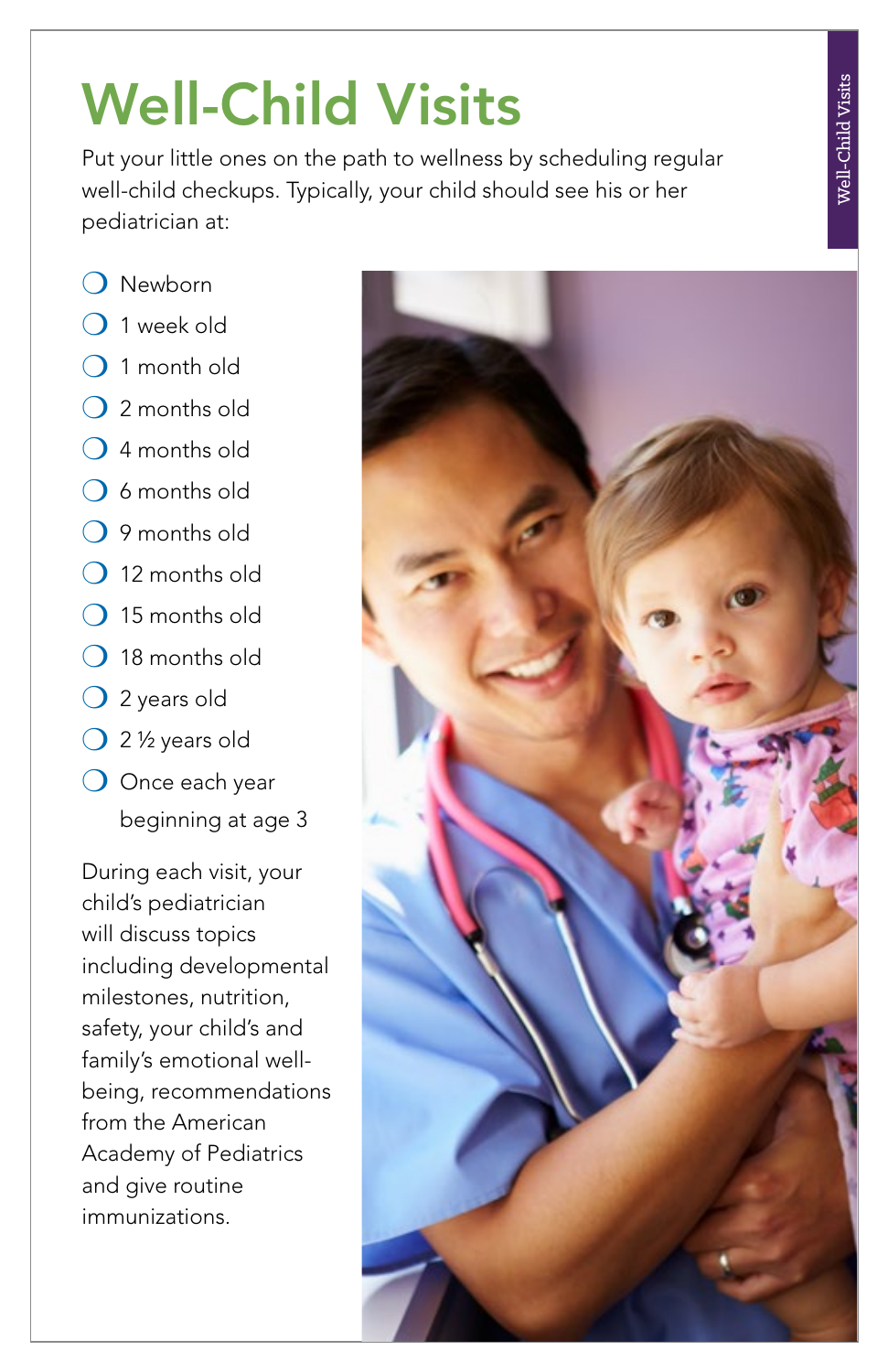# Well-Child Visits

Put your little ones on the path to wellness by scheduling regular well-child checkups. Typically, your child should see his or her pediatrician at:

- Newborn
- 1 week old
- 1 month old
- 2 months old
- 4 months old
- 6 months old
- 9 months old
- 12 months old
- 15 months old
- 18 months old
- 2 years old
- 2 ½ years old
- Once each year beginning at age 3

During each visit, your child's pediatrician will discuss topics including developmental milestones, nutrition, safety, your child's and family's emotional well-being, recommendations from the American Academy of Pediatrics and give routine immunizations.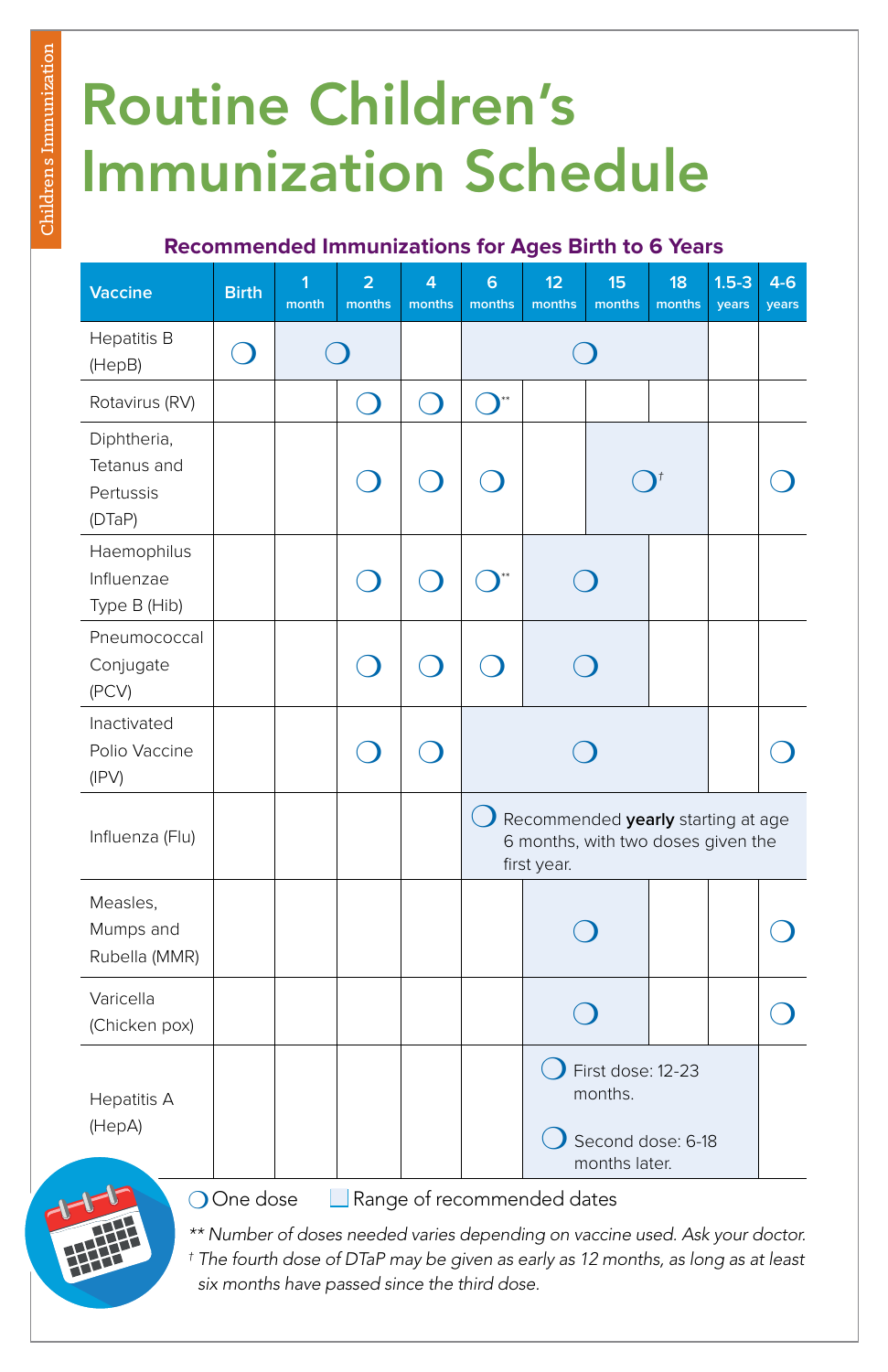# Routine Children's Immunization Schedule

### Recommended Immunizations for Ages Birth to 6 Years

| Vaccine | Birth | 1 month | 2 months | 4 months | 6 months | 12 months | 15 months | 18 months | 1.5-3 years | 4-6 years |
|---|---|---|---|---|---|---|---|---|---|---|
| Hepatitis B (HepB) | ○ | ○ (range: 1–2 months) | | | ○ (range: 6–18 months) | | | | | |
| Rotavirus (RV) | | | ○ | ○ | ○** | | | | | |
| Diphtheria, Tetanus and Pertussis (DTaP) | | | ○ | ○ | ○ | | ○† (range: 15–18 months) | | | ○ |
| Haemophilus Influenzae Type B (Hib) | | | ○ | ○ | ○** | ○ (range: 12–15 months) | | | | |
| Pneumococcal Conjugate (PCV) | | | ○ | ○ | ○ | ○ (range: 12–15 months) | | | | |
| Inactivated Polio Vaccine (IPV) | | | ○ | ○ | ○ (range: 6–18 months) | | | | | ○ |
| Influenza (Flu) | | | | | ○ Recommended **yearly** starting at age 6 months, with two doses given the first year. | | | | | |
| Measles, Mumps and Rubella (MMR) | | | | | | ○ (range: 12–15 months) | | | | ○ |
| Varicella (Chicken pox) | | | | | | ○ (range: 12–15 months) | | | | ○ |
| Hepatitis A (HepA) | | | | | | ○ First dose: 12-23 months. ○ Second dose: 6-18 months later. | | | | |

○ One dose  ▢ Range of recommended dates

*** Number of doses needed varies depending on vaccine used. Ask your doctor.*

*† The fourth dose of DTaP may be given as early as 12 months, as long as at least six months have passed since the third dose.*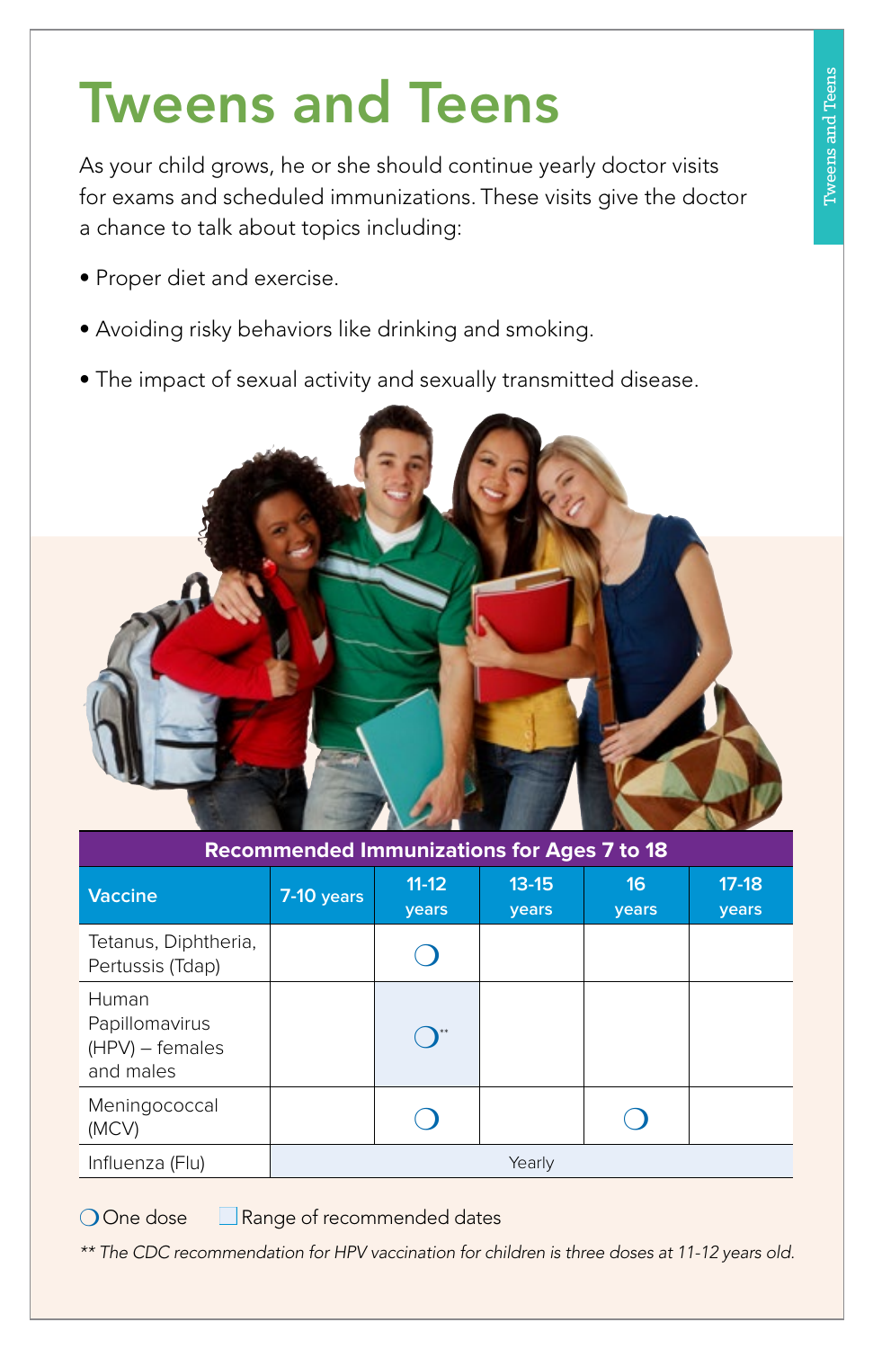# Tweens and Teens

As your child grows, he or she should continue yearly doctor visits for exams and scheduled immunizations. These visits give the doctor a chance to talk about topics including:

- Proper diet and exercise.
- Avoiding risky behaviors like drinking and smoking.
- The impact of sexual activity and sexually transmitted disease.

**Recommended Immunizations for Ages 7 to 18**

| Vaccine | 7-10 years | 11-12 years | 13-15 years | 16 years | 17-18 years |
|---|---|---|---|---|---|
| Tetanus, Diphtheria, Pertussis (Tdap) | | ❍ | | | |
| Human Papillomavirus (HPV) – females and males | | ❍** | | | |
| Meningococcal (MCV) | | ❍ | | ❍ | |
| Influenza (Flu) | Yearly | | | | |

❍ One dose  ▢ Range of recommended dates

*** The CDC recommendation for HPV vaccination for children is three doses at 11-12 years old.*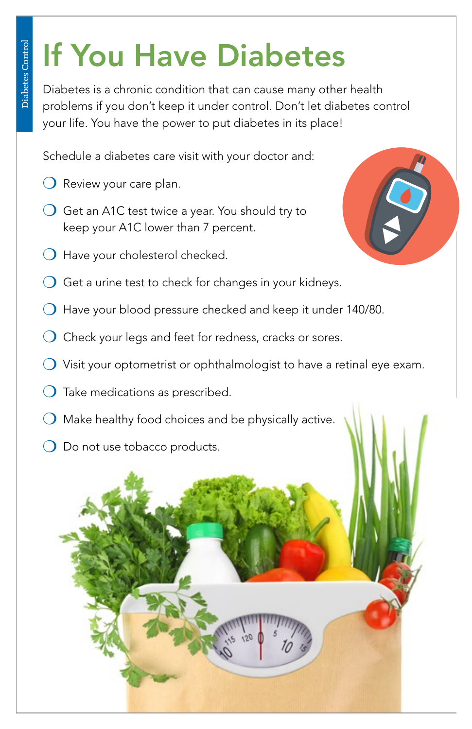# If You Have Diabetes

Diabetes is a chronic condition that can cause many other health problems if you don't keep it under control. Don't let diabetes control your life. You have the power to put diabetes in its place!

Schedule a diabetes care visit with your doctor and:

- ❍ Review your care plan.
- ❍ Get an A1C test twice a year. You should try to keep your A1C lower than 7 percent.
- ❍ Have your cholesterol checked.
- ❍ Get a urine test to check for changes in your kidneys.
- ❍ Have your blood pressure checked and keep it under 140/80.
- ❍ Check your legs and feet for redness, cracks or sores.
- ❍ Visit your optometrist or ophthalmologist to have a retinal eye exam.
- ❍ Take medications as prescribed.
- ❍ Make healthy food choices and be physically active.
- ❍ Do not use tobacco products.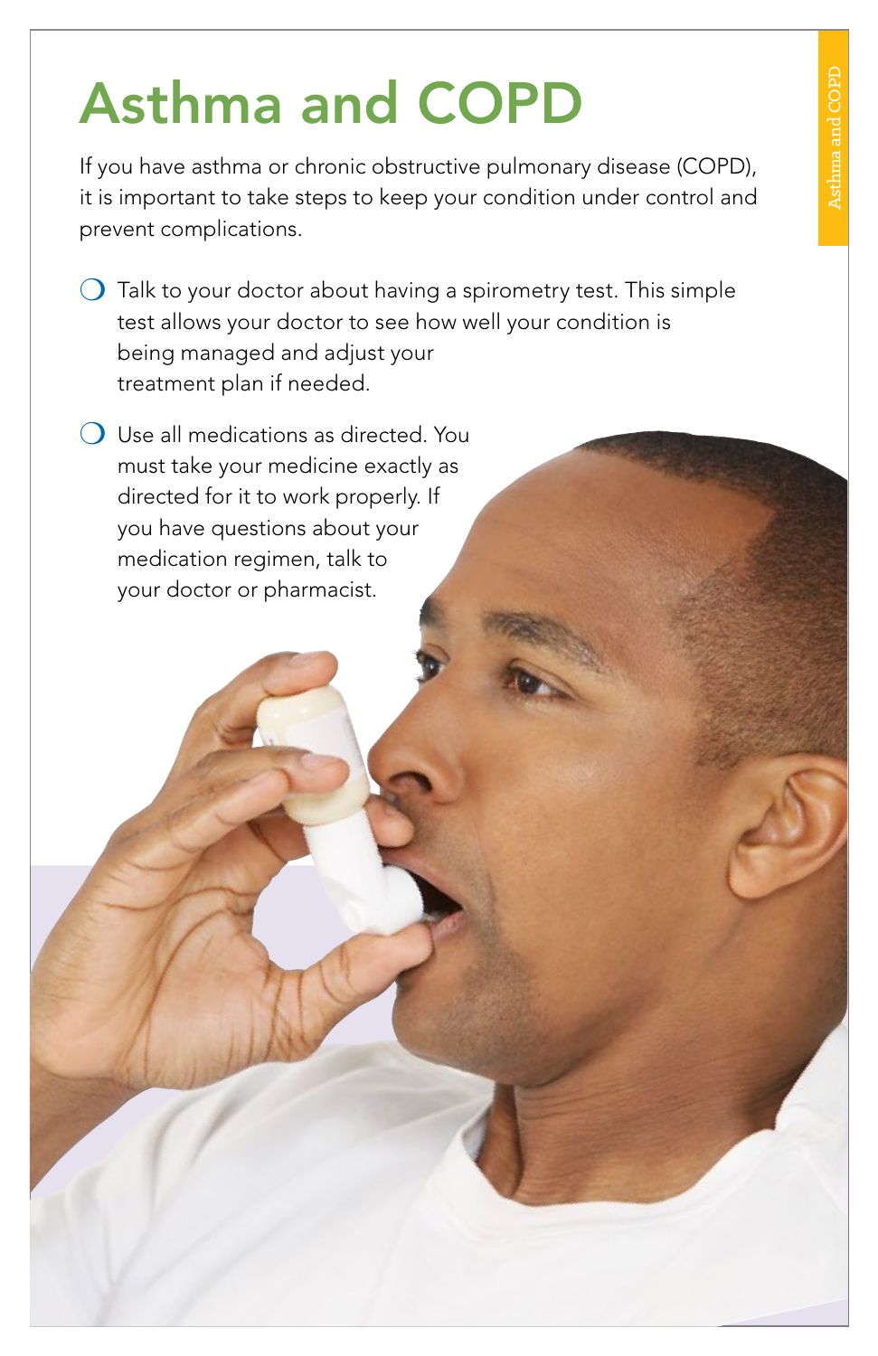# Asthma and COPD

If you have asthma or chronic obstructive pulmonary disease (COPD), it is important to take steps to keep your condition under control and prevent complications.

- Talk to your doctor about having a spirometry test. This simple test allows your doctor to see how well your condition is being managed and adjust your treatment plan if needed.
- Use all medications as directed. You must take your medicine exactly as directed for it to work properly. If you have questions about your medication regimen, talk to your doctor or pharmacist.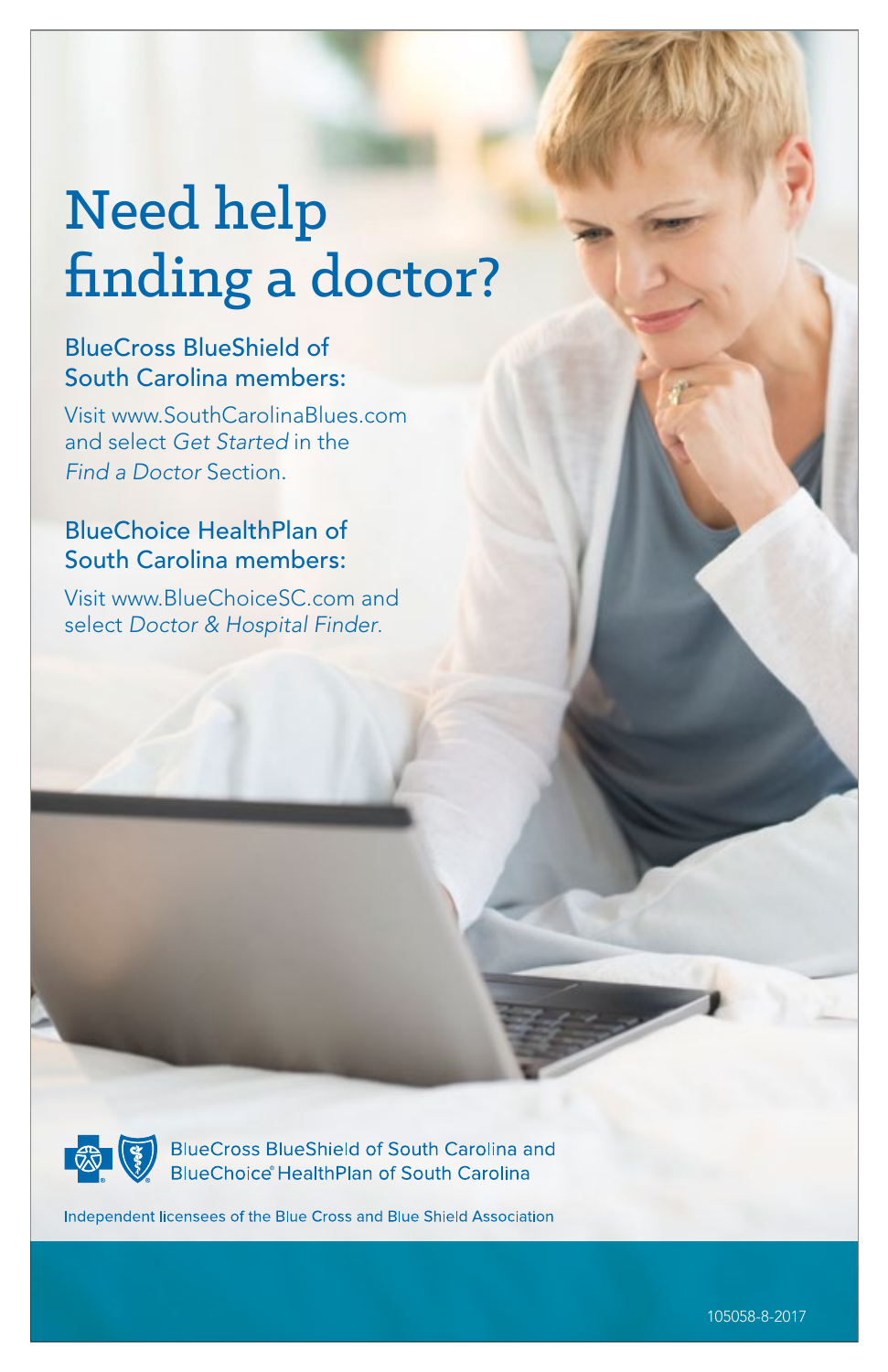# Need help finding a doctor?

## BlueCross BlueShield of South Carolina members:

Visit www.SouthCarolinaBlues.com and select *Get Started* in the *Find a Doctor* Section.

## BlueChoice HealthPlan of South Carolina members:

Visit www.BlueChoiceSC.com and select *Doctor & Hospital Finder*.

BlueCross BlueShield of South Carolina and BlueChoice® HealthPlan of South Carolina

Independent licensees of the Blue Cross and Blue Shield Association

105058-8-2017